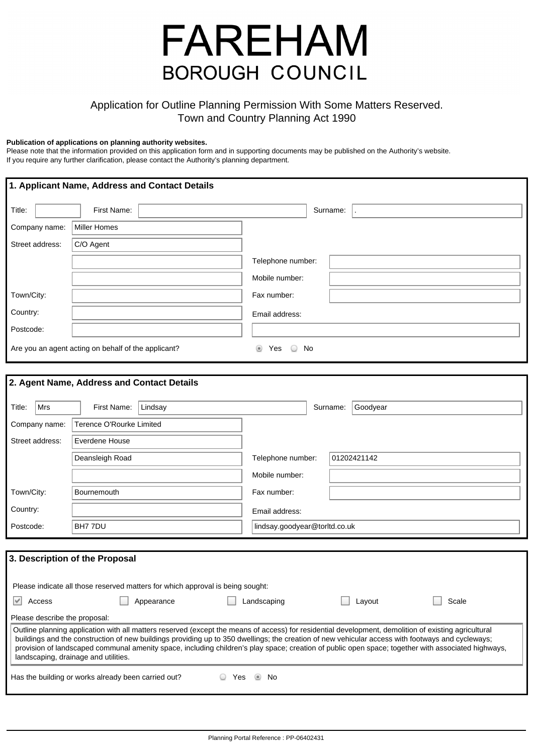# FAREHAM
## BOROUGH COUNCIL

Application for Outline Planning Permission With Some Matters Reserved.
Town and Country Planning Act 1990

**Publication of applications on planning authority websites.**
Please note that the information provided on this application form and in supporting documents may be published on the Authority's website.
If you require any further clarification, please contact the Authority's planning department.

### 1. Applicant Name, Address and Contact Details

| | | | |
|---|---|---|---|
| Title: | | First Name: | |
| Surname: | . | | |
| Company name: | Miller Homes | | |
| Street address: | C/O Agent | | |
| | | Telephone number: | |
| | | Mobile number: | |
| Town/City: | | Fax number: | |
| Country: | | Email address: | |
| Postcode: | | | |

Are you an agent acting on behalf of the applicant? (●) Yes ( ) No

### 2. Agent Name, Address and Contact Details

| | | | |
|---|---|---|---|
| Title: | Mrs | First Name: | Lindsay |
| Surname: | Goodyear | | |
| Company name: | Terence O'Rourke Limited | | |
| Street address: | Everdene House | | |
| | Deansleigh Road | Telephone number: | 01202421142 |
| | | Mobile number: | |
| Town/City: | Bournemouth | Fax number: | |
| Country: | | Email address: | lindsay.goodyear@torltd.co.uk |
| Postcode: | BH7 7DU | | |

### 3. Description of the Proposal

Please indicate all those reserved matters for which approval is being sought:

- [x] Access
- [ ] Appearance
- [ ] Landscaping
- [ ] Layout
- [ ] Scale

Please describe the proposal:

Outline planning application with all matters reserved (except the means of access) for residential development, demolition of existing agricultural buildings and the construction of new buildings providing up to 350 dwellings; the creation of new vehicular access with footways and cycleways; provision of landscaped communal amenity space, including children's play space; creation of public open space; together with associated highways, landscaping, drainage and utilities.

Has the building or works already been carried out? ( ) Yes (●) No

Planning Portal Reference : PP-06402431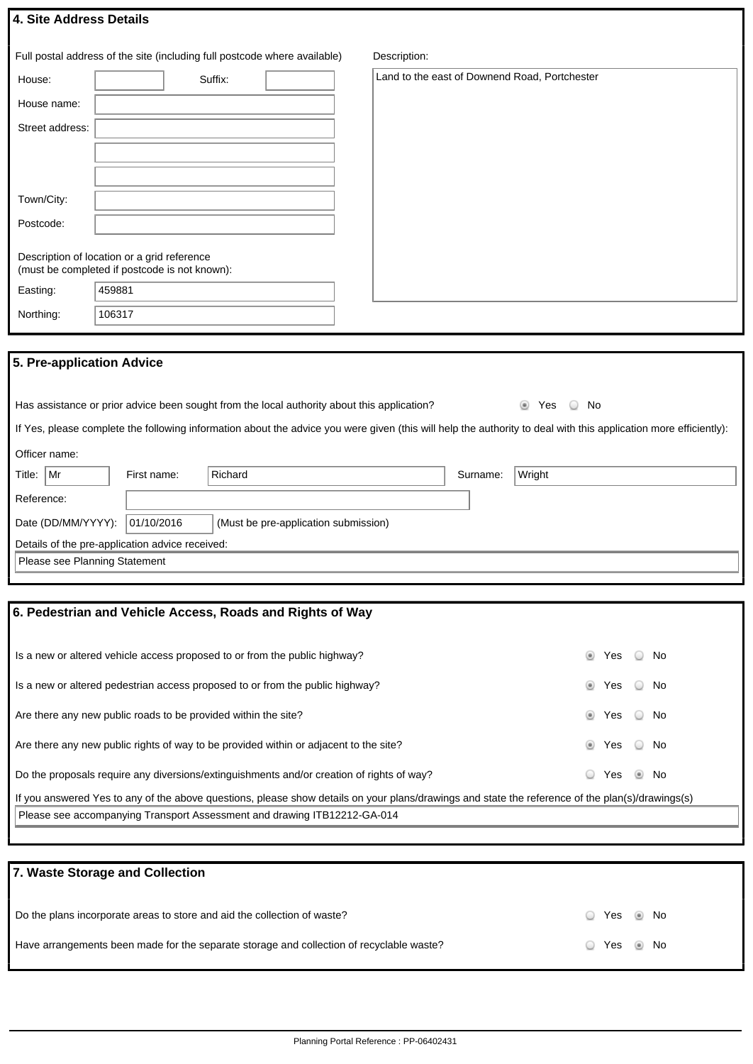## 4. Site Address Details

Full postal address of the site (including full postcode where available)

| Field | Value |
| --- | --- |
| House: | |
| Suffix: | |
| House name: | |
| Street address: | |
| | |
| | |
| Town/City: | |
| Postcode: | |

Description of location or a grid reference (must be completed if postcode is not known):

| Field | Value |
| --- | --- |
| Easting: | 459881 |
| Northing: | 106317 |

Description:

Land to the east of Downend Road, Portchester

## 5. Pre-application Advice

Has assistance or prior advice been sought from the local authority about this application? ◉ Yes ○ No

If Yes, please complete the following information about the advice you were given (this will help the authority to deal with this application more efficiently):

Officer name:

| Title: | First name: | Surname: |
| --- | --- | --- |
| Mr | Richard | Wright |

Reference:

Date (DD/MM/YYYY): 01/10/2016 (Must be pre-application submission)

Details of the pre-application advice received:

Please see Planning Statement

## 6. Pedestrian and Vehicle Access, Roads and Rights of Way

| Question | Answer |
| --- | --- |
| Is a new or altered vehicle access proposed to or from the public highway? | ◉ Yes ○ No |
| Is a new or altered pedestrian access proposed to or from the public highway? | ◉ Yes ○ No |
| Are there any new public roads to be provided within the site? | ◉ Yes ○ No |
| Are there any new public rights of way to be provided within or adjacent to the site? | ◉ Yes ○ No |
| Do the proposals require any diversions/extinguishments and/or creation of rights of way? | ○ Yes ◉ No |

If you answered Yes to any of the above questions, please show details on your plans/drawings and state the reference of the plan(s)/drawings(s)

Please see accompanying Transport Assessment and drawing ITB12212-GA-014

## 7. Waste Storage and Collection

| Question | Answer |
| --- | --- |
| Do the plans incorporate areas to store and aid the collection of waste? | ○ Yes ◉ No |
| Have arrangements been made for the separate storage and collection of recyclable waste? | ○ Yes ◉ No |

Planning Portal Reference : PP-06402431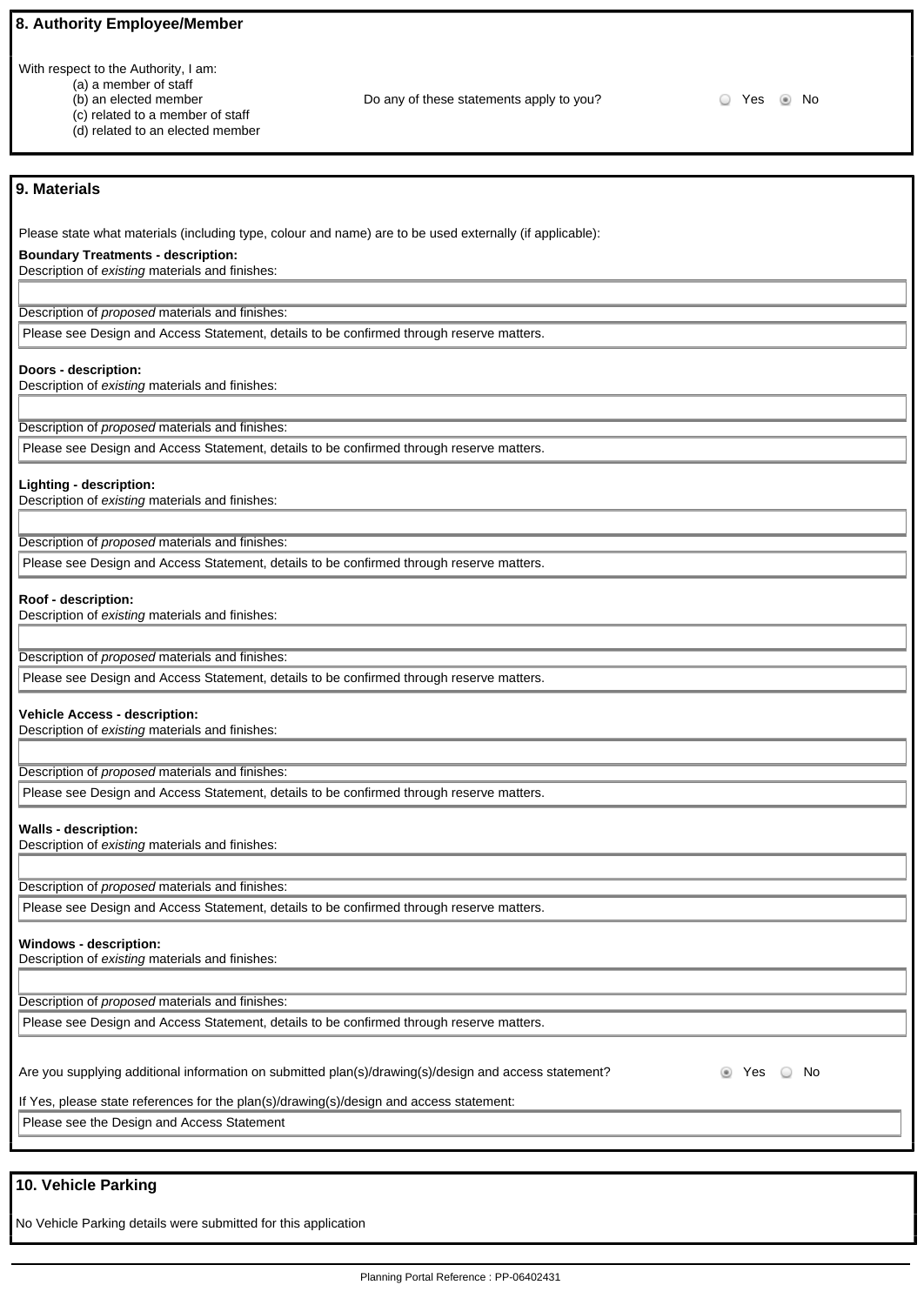## 8. Authority Employee/Member

With respect to the Authority, I am:

- (a) a member of staff
- (b) an elected member
- (c) related to a member of staff
- (d) related to an elected member

Do any of these statements apply to you? ○ Yes ◉ No

## 9. Materials

Please state what materials (including type, colour and name) are to be used externally (if applicable):

**Boundary Treatments - description:**

Description of *existing* materials and finishes:

Description of *proposed* materials and finishes:

Please see Design and Access Statement, details to be confirmed through reserve matters.

**Doors - description:**

Description of *existing* materials and finishes:

Description of *proposed* materials and finishes:

Please see Design and Access Statement, details to be confirmed through reserve matters.

**Lighting - description:**

Description of *existing* materials and finishes:

Description of *proposed* materials and finishes:

Please see Design and Access Statement, details to be confirmed through reserve matters.

**Roof - description:**

Description of *existing* materials and finishes:

Description of *proposed* materials and finishes:

Please see Design and Access Statement, details to be confirmed through reserve matters.

**Vehicle Access - description:**

Description of *existing* materials and finishes:

Description of *proposed* materials and finishes:

Please see Design and Access Statement, details to be confirmed through reserve matters.

**Walls - description:**

Description of *existing* materials and finishes:

Description of *proposed* materials and finishes:

Please see Design and Access Statement, details to be confirmed through reserve matters.

**Windows - description:**

Description of *existing* materials and finishes:

Description of *proposed* materials and finishes:

Please see Design and Access Statement, details to be confirmed through reserve matters.

Are you supplying additional information on submitted plan(s)/drawing(s)/design and access statement? ◉ Yes ○ No

If Yes, please state references for the plan(s)/drawing(s)/design and access statement:

Please see the Design and Access Statement

## 10. Vehicle Parking

No Vehicle Parking details were submitted for this application

Planning Portal Reference : PP-06402431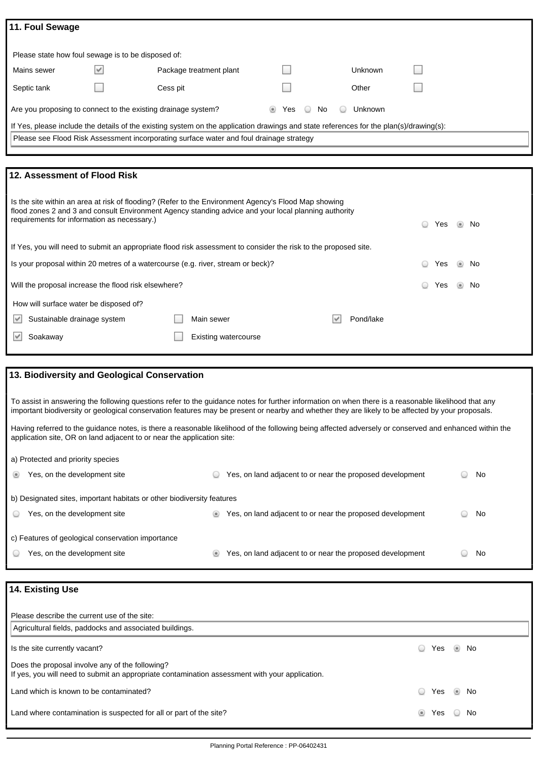## 11. Foul Sewage

Please state how foul sewage is to be disposed of:

| | | | | | |
|---|---|---|---|---|---|
| Mains sewer | ☑ | Package treatment plant | ☐ | Unknown | ☐ |
| Septic tank | ☐ | Cess pit | ☐ | Other | ☐ |

Are you proposing to connect to the existing drainage system? ◉ Yes ○ No ○ Unknown

If Yes, please include the details of the existing system on the application drawings and state references for the plan(s)/drawing(s):

Please see Flood Risk Assessment incorporating surface water and foul drainage strategy

## 12. Assessment of Flood Risk

Is the site within an area at risk of flooding? (Refer to the Environment Agency's Flood Map showing flood zones 2 and 3 and consult Environment Agency standing advice and your local planning authority requirements for information as necessary.) ○ Yes ◉ No

If Yes, you will need to submit an appropriate flood risk assessment to consider the risk to the proposed site.

Is your proposal within 20 metres of a watercourse (e.g. river, stream or beck)? ○ Yes ◉ No

Will the proposal increase the flood risk elsewhere? ○ Yes ◉ No

How will surface water be disposed of?

- ☑ Sustainable drainage system
- ☐ Main sewer
- ☑ Pond/lake
- ☑ Soakaway
- ☐ Existing watercourse

## 13. Biodiversity and Geological Conservation

To assist in answering the following questions refer to the guidance notes for further information on when there is a reasonable likelihood that any important biodiversity or geological conservation features may be present or nearby and whether they are likely to be affected by your proposals.

Having referred to the guidance notes, is there a reasonable likelihood of the following being affected adversely or conserved and enhanced within the application site, OR on land adjacent to or near the application site:

a) Protected and priority species

◉ Yes, on the development site ○ Yes, on land adjacent to or near the proposed development ○ No

b) Designated sites, important habitats or other biodiversity features

○ Yes, on the development site ◉ Yes, on land adjacent to or near the proposed development ○ No

c) Features of geological conservation importance

○ Yes, on the development site ◉ Yes, on land adjacent to or near the proposed development ○ No

## 14. Existing Use

Please describe the current use of the site:

Agricultural fields, paddocks and associated buildings.

Is the site currently vacant? ○ Yes ◉ No

Does the proposal involve any of the following?
If yes, you will need to submit an appropriate contamination assessment with your application.

Land which is known to be contaminated? ○ Yes ◉ No

Land where contamination is suspected for all or part of the site? ◉ Yes ○ No

Planning Portal Reference : PP-06402431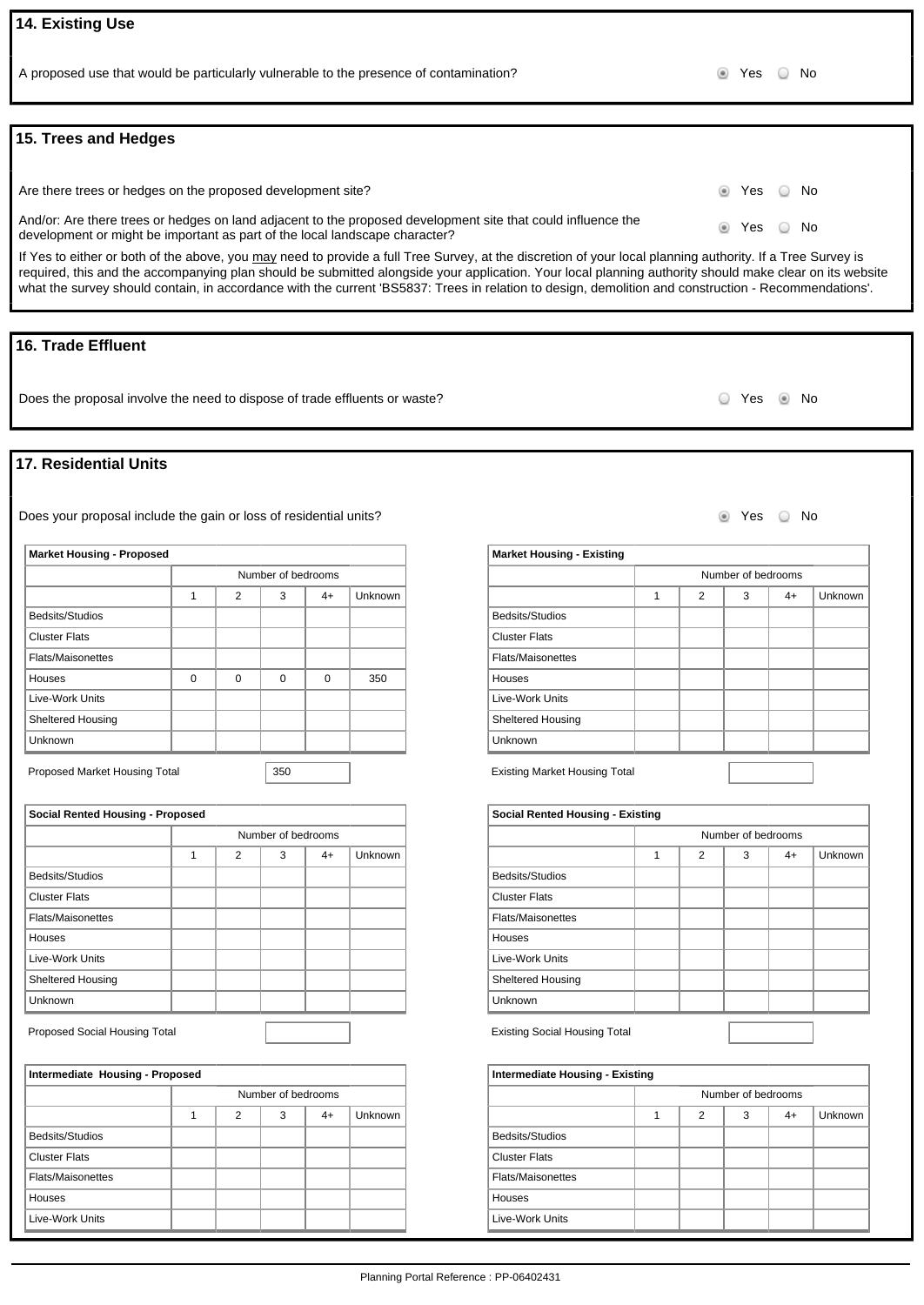## 14. Existing Use

A proposed use that would be particularly vulnerable to the presence of contamination? ◉ Yes ○ No

## 15. Trees and Hedges

Are there trees or hedges on the proposed development site? ◉ Yes ○ No

And/or: Are there trees or hedges on land adjacent to the proposed development site that could influence the development or might be important as part of the local landscape character? ◉ Yes ○ No

If Yes to either or both of the above, you may need to provide a full Tree Survey, at the discretion of your local planning authority. If a Tree Survey is required, this and the accompanying plan should be submitted alongside your application. Your local planning authority should make clear on its website what the survey should contain, in accordance with the current 'BS5837: Trees in relation to design, demolition and construction - Recommendations'.

## 16. Trade Effluent

Does the proposal involve the need to dispose of trade effluents or waste? ○ Yes ◉ No

## 17. Residential Units

Does your proposal include the gain or loss of residential units? ◉ Yes ○ No

| Market Housing - Proposed | Number of bedrooms | | | | |
|---|---|---|---|---|---|
| | 1 | 2 | 3 | 4+ | Unknown |
| Bedsits/Studios | | | | | |
| Cluster Flats | | | | | |
| Flats/Maisonettes | | | | | |
| Houses | 0 | 0 | 0 | 0 | 350 |
| Live-Work Units | | | | | |
| Sheltered Housing | | | | | |
| Unknown | | | | | |

Proposed Market Housing Total: 350

| Market Housing - Existing | Number of bedrooms | | | | |
|---|---|---|---|---|---|
| | 1 | 2 | 3 | 4+ | Unknown |
| Bedsits/Studios | | | | | |
| Cluster Flats | | | | | |
| Flats/Maisonettes | | | | | |
| Houses | | | | | |
| Live-Work Units | | | | | |
| Sheltered Housing | | | | | |
| Unknown | | | | | |

Existing Market Housing Total:

| Social Rented Housing - Proposed | Number of bedrooms | | | | |
|---|---|---|---|---|---|
| | 1 | 2 | 3 | 4+ | Unknown |
| Bedsits/Studios | | | | | |
| Cluster Flats | | | | | |
| Flats/Maisonettes | | | | | |
| Houses | | | | | |
| Live-Work Units | | | | | |
| Sheltered Housing | | | | | |
| Unknown | | | | | |

Proposed Social Housing Total:

| Social Rented Housing - Existing | Number of bedrooms | | | | |
|---|---|---|---|---|---|
| | 1 | 2 | 3 | 4+ | Unknown |
| Bedsits/Studios | | | | | |
| Cluster Flats | | | | | |
| Flats/Maisonettes | | | | | |
| Houses | | | | | |
| Live-Work Units | | | | | |
| Sheltered Housing | | | | | |
| Unknown | | | | | |

Existing Social Housing Total:

| Intermediate Housing - Proposed | Number of bedrooms | | | | |
|---|---|---|---|---|---|
| | 1 | 2 | 3 | 4+ | Unknown |
| Bedsits/Studios | | | | | |
| Cluster Flats | | | | | |
| Flats/Maisonettes | | | | | |
| Houses | | | | | |
| Live-Work Units | | | | | |

| Intermediate Housing - Existing | Number of bedrooms | | | | |
|---|---|---|---|---|---|
| | 1 | 2 | 3 | 4+ | Unknown |
| Bedsits/Studios | | | | | |
| Cluster Flats | | | | | |
| Flats/Maisonettes | | | | | |
| Houses | | | | | |
| Live-Work Units | | | | | |

Planning Portal Reference : PP-06402431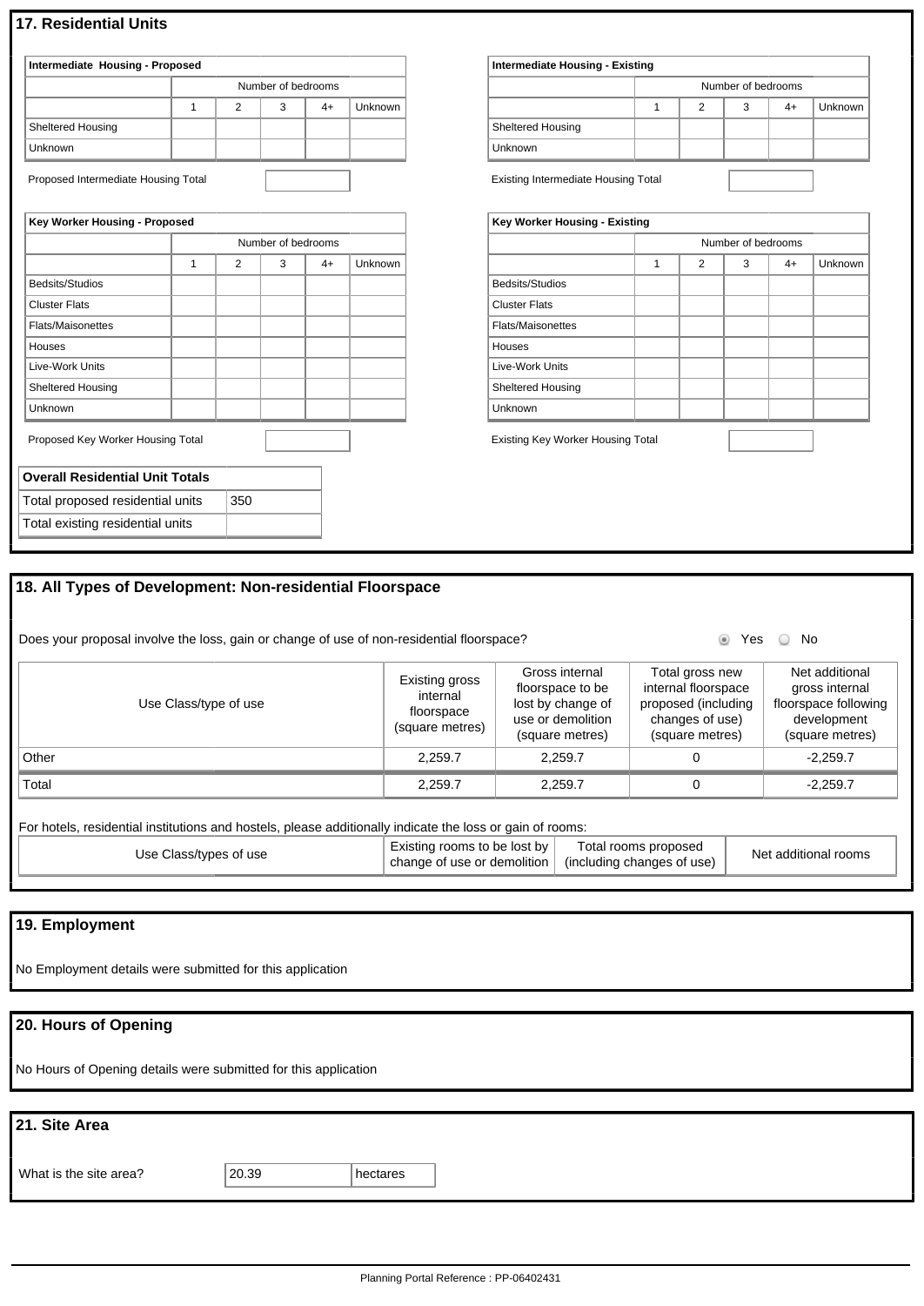## 17. Residential Units

**Intermediate Housing - Proposed**

| | Number of bedrooms | | | | |
|---|---|---|---|---|---|
| | 1 | 2 | 3 | 4+ | Unknown |
| Sheltered Housing | | | | | |
| Unknown | | | | | |

Proposed Intermediate Housing Total

**Intermediate Housing - Existing**

| | Number of bedrooms | | | | |
|---|---|---|---|---|---|
| | 1 | 2 | 3 | 4+ | Unknown |
| Sheltered Housing | | | | | |
| Unknown | | | | | |

Existing Intermediate Housing Total

**Key Worker Housing - Proposed**

| | Number of bedrooms | | | | |
|---|---|---|---|---|---|
| | 1 | 2 | 3 | 4+ | Unknown |
| Bedsits/Studios | | | | | |
| Cluster Flats | | | | | |
| Flats/Maisonettes | | | | | |
| Houses | | | | | |
| Live-Work Units | | | | | |
| Sheltered Housing | | | | | |
| Unknown | | | | | |

Proposed Key Worker Housing Total

**Key Worker Housing - Existing**

| | Number of bedrooms | | | | |
|---|---|---|---|---|---|
| | 1 | 2 | 3 | 4+ | Unknown |
| Bedsits/Studios | | | | | |
| Cluster Flats | | | | | |
| Flats/Maisonettes | | | | | |
| Houses | | | | | |
| Live-Work Units | | | | | |
| Sheltered Housing | | | | | |
| Unknown | | | | | |

Existing Key Worker Housing Total

| Overall Residential Unit Totals | |
|---|---|
| Total proposed residential units | 350 |
| Total existing residential units | |

## 18. All Types of Development: Non-residential Floorspace

Does your proposal involve the loss, gain or change of use of non-residential floorspace? (●) Yes ( ) No

| Use Class/type of use | Existing gross internal floorspace (square metres) | Gross internal floorspace to be lost by change of use or demolition (square metres) | Total gross new internal floorspace proposed (including changes of use) (square metres) | Net additional gross internal floorspace following development (square metres) |
|---|---|---|---|---|
| Other | 2,259.7 | 2,259.7 | 0 | -2,259.7 |
| Total | 2,259.7 | 2,259.7 | 0 | -2,259.7 |

For hotels, residential institutions and hostels, please additionally indicate the loss or gain of rooms:

| Use Class/types of use | Existing rooms to be lost by change of use or demolition | Total rooms proposed (including changes of use) | Net additional rooms |
|---|---|---|---|

## 19. Employment

No Employment details were submitted for this application

## 20. Hours of Opening

No Hours of Opening details were submitted for this application

## 21. Site Area

What is the site area? 20.39 hectares

Planning Portal Reference : PP-06402431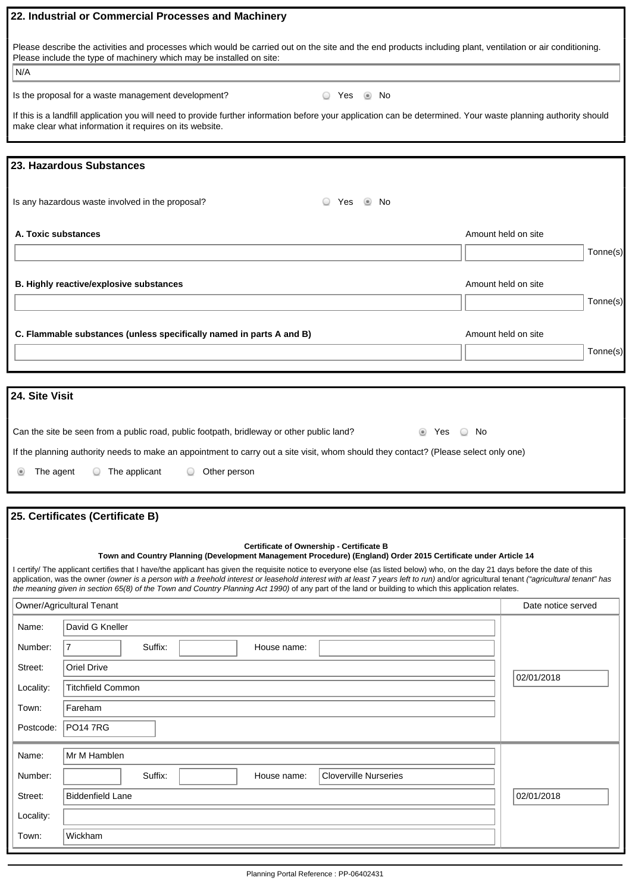## 22. Industrial or Commercial Processes and Machinery

Please describe the activities and processes which would be carried out on the site and the end products including plant, ventilation or air conditioning. Please include the type of machinery which may be installed on site:

N/A

Is the proposal for a waste management development? ○ Yes ◉ No

If this is a landfill application you will need to provide further information before your application can be determined. Your waste planning authority should make clear what information it requires on its website.

## 23. Hazardous Substances

Is any hazardous waste involved in the proposal? ○ Yes ◉ No

| | Amount held on site |
|---|---|
| **A. Toxic substances** | Tonne(s) |
| **B. Highly reactive/explosive substances** | Tonne(s) |
| **C. Flammable substances (unless specifically named in parts A and B)** | Tonne(s) |

## 24. Site Visit

Can the site be seen from a public road, public footpath, bridleway or other public land? ◉ Yes ○ No

If the planning authority needs to make an appointment to carry out a site visit, whom should they contact? (Please select only one)

◉ The agent ○ The applicant ○ Other person

## 25. Certificates (Certificate B)

**Certificate of Ownership - Certificate B**
**Town and Country Planning (Development Management Procedure) (England) Order 2015 Certificate under Article 14**

I certify/ The applicant certifies that I have/the applicant has given the requisite notice to everyone else (as listed below) who, on the day 21 days before the date of this application, was the owner *(owner is a person with a freehold interest or leasehold interest with at least 7 years left to run)* and/or agricultural tenant *("agricultural tenant" has the meaning given in section 65(8) of the Town and Country Planning Act 1990)* of any part of the land or building to which this application relates.

| Owner/Agricultural Tenant | Date notice served |
|---|---|
| Name: David G Kneller<br>Number: 7 Suffix: House name:<br>Street: Oriel Drive<br>Locality: Titchfield Common<br>Town: Fareham<br>Postcode: PO14 7RG | 02/01/2018 |
| Name: Mr M Hamblen<br>Number: Suffix: House name: Cloverville Nurseries<br>Street: Biddenfield Lane<br>Locality:<br>Town: Wickham | 02/01/2018 |

Planning Portal Reference : PP-06402431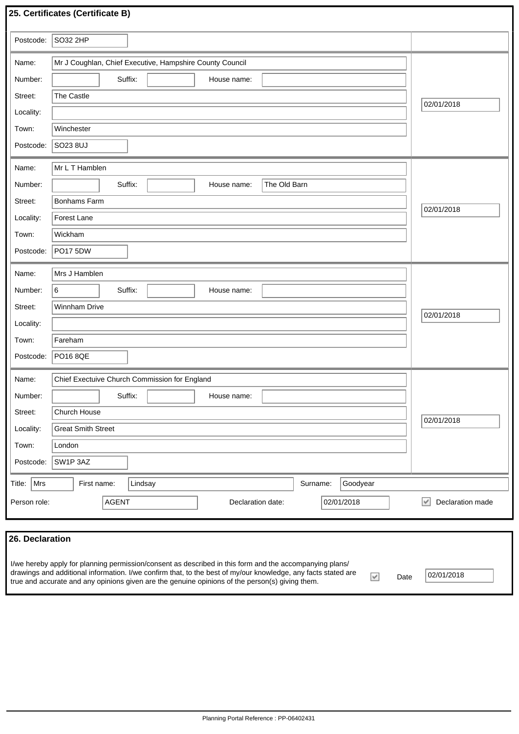## 25. Certificates (Certificate B)

| | |
|---|---|
| Postcode: SO32 2HP | |
| Name: Mr J Coughlan, Chief Executive, Hampshire County Council<br>Number:<br>Suffix:<br>House name:<br>Street: The Castle<br>Locality:<br>Town: Winchester<br>Postcode: SO23 8UJ | 02/01/2018 |
| Name: Mr L T Hamblen<br>Number:<br>Suffix:<br>House name: The Old Barn<br>Street: Bonhams Farm<br>Locality: Forest Lane<br>Town: Wickham<br>Postcode: PO17 5DW | 02/01/2018 |
| Name: Mrs J Hamblen<br>Number: 6<br>Suffix:<br>House name:<br>Street: Winnham Drive<br>Locality:<br>Town: Fareham<br>Postcode: PO16 8QE | 02/01/2018 |
| Name: Chief Exectuive Church Commission for England<br>Number:<br>Suffix:<br>House name:<br>Street: Church House<br>Locality: Great Smith Street<br>Town: London<br>Postcode: SW1P 3AZ | 02/01/2018 |

Title: Mrs
First name: Lindsay
Surname: Goodyear

Person role: AGENT
Declaration date: 02/01/2018
☑ Declaration made

## 26. Declaration

I/we hereby apply for planning permission/consent as described in this form and the accompanying plans/drawings and additional information. I/we confirm that, to the best of my/our knowledge, any facts stated are true and accurate and any opinions given are the genuine opinions of the person(s) giving them.

☑ Date: 02/01/2018

Planning Portal Reference : PP-06402431